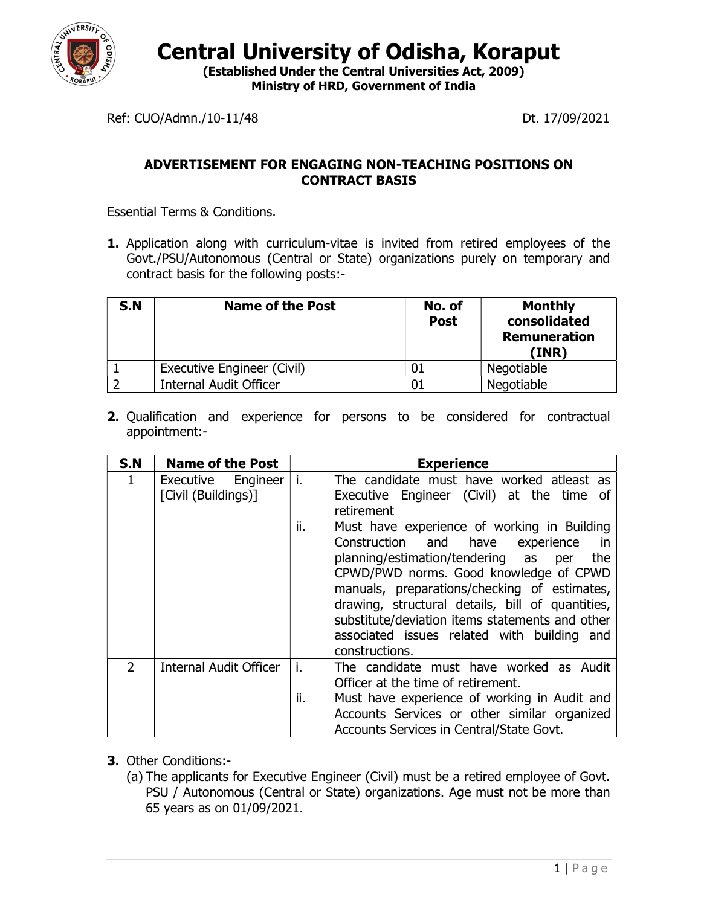# Central University of Odisha, Koraput

**(Established Under the Central Universities Act, 2009)**
**Ministry of HRD, Government of India**

Ref: CUO/Admn./10-11/48 Dt. 17/09/2021

## ADVERTISEMENT FOR ENGAGING NON-TEACHING POSITIONS ON CONTRACT BASIS

Essential Terms & Conditions.

**1.** Application along with curriculum-vitae is invited from retired employees of the Govt./PSU/Autonomous (Central or State) organizations purely on temporary and contract basis for the following posts:-

| S.N | Name of the Post | No. of Post | Monthly consolidated Remuneration (INR) |
|---|---|---|---|
| 1 | Executive Engineer (Civil) | 01 | Negotiable |
| 2 | Internal Audit Officer | 01 | Negotiable |

**2.** Qualification and experience for persons to be considered for contractual appointment:-

| S.N | Name of the Post | Experience |
|---|---|---|
| 1 | Executive Engineer [Civil (Buildings)] | i. The candidate must have worked atleast as Executive Engineer (Civil) at the time of retirement<br>ii. Must have experience of working in Building Construction and have experience in planning/estimation/tendering as per the CPWD/PWD norms. Good knowledge of CPWD manuals, preparations/checking of estimates, drawing, structural details, bill of quantities, substitute/deviation items statements and other associated issues related with building and constructions. |
| 2 | Internal Audit Officer | i. The candidate must have worked as Audit Officer at the time of retirement.<br>ii. Must have experience of working in Audit and Accounts Services or other similar organized Accounts Services in Central/State Govt. |

**3.** Other Conditions:-

(a) The applicants for Executive Engineer (Civil) must be a retired employee of Govt. PSU / Autonomous (Central or State) organizations. Age must not be more than 65 years as on 01/09/2021.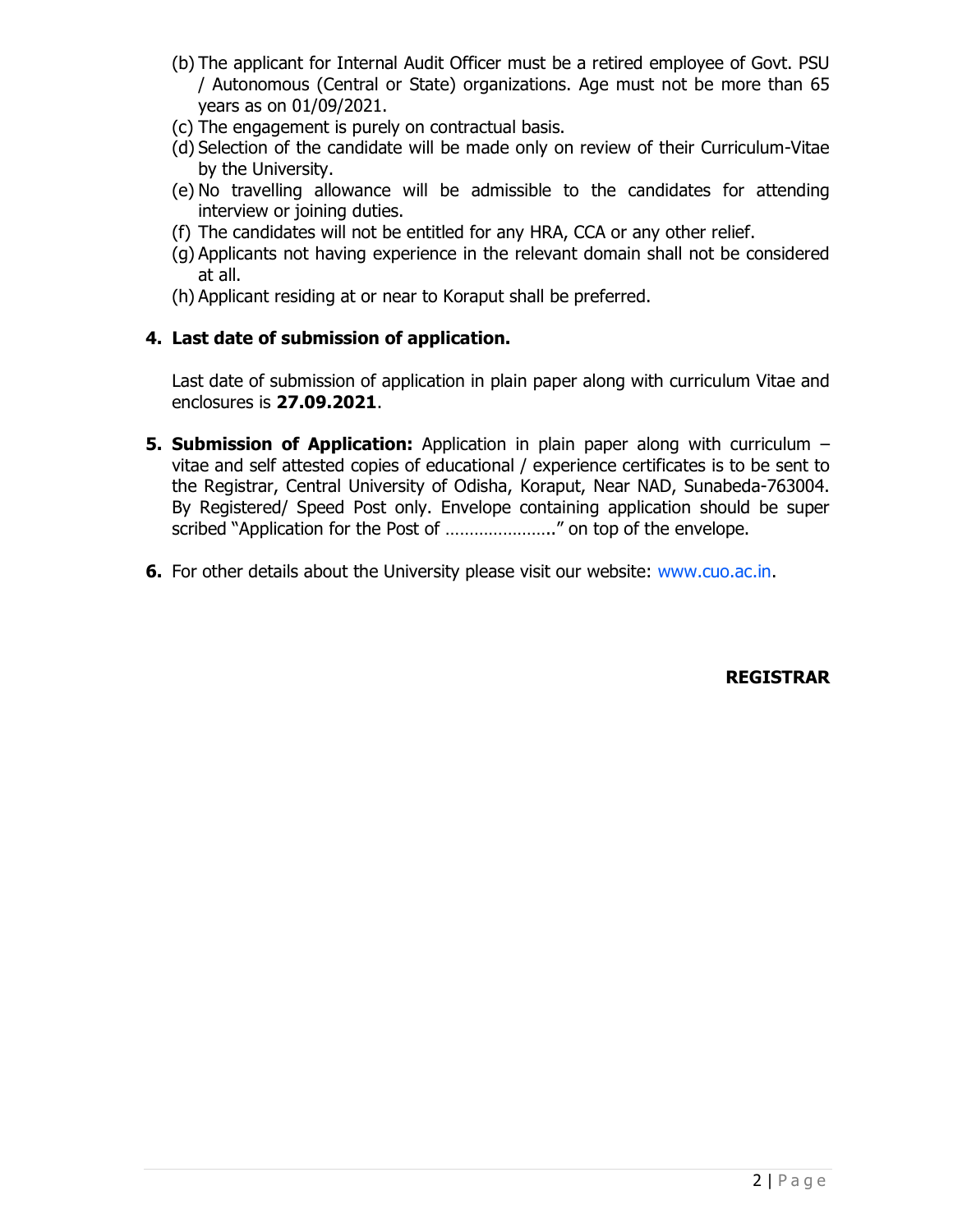(b) The applicant for Internal Audit Officer must be a retired employee of Govt. PSU / Autonomous (Central or State) organizations. Age must not be more than 65 years as on 01/09/2021.

(c) The engagement is purely on contractual basis.

(d) Selection of the candidate will be made only on review of their Curriculum-Vitae by the University.

(e) No travelling allowance will be admissible to the candidates for attending interview or joining duties.

(f) The candidates will not be entitled for any HRA, CCA or any other relief.

(g) Applicants not having experience in the relevant domain shall not be considered at all.

(h) Applicant residing at or near to Koraput shall be preferred.

**4. Last date of submission of application.**

Last date of submission of application in plain paper along with curriculum Vitae and enclosures is **27.09.2021**.

**5. Submission of Application:** Application in plain paper along with curriculum – vitae and self attested copies of educational / experience certificates is to be sent to the Registrar, Central University of Odisha, Koraput, Near NAD, Sunabeda-763004. By Registered/ Speed Post only. Envelope containing application should be super scribed "Application for the Post of ………………….." on top of the envelope.

**6.** For other details about the University please visit our website: www.cuo.ac.in.

**REGISTRAR**